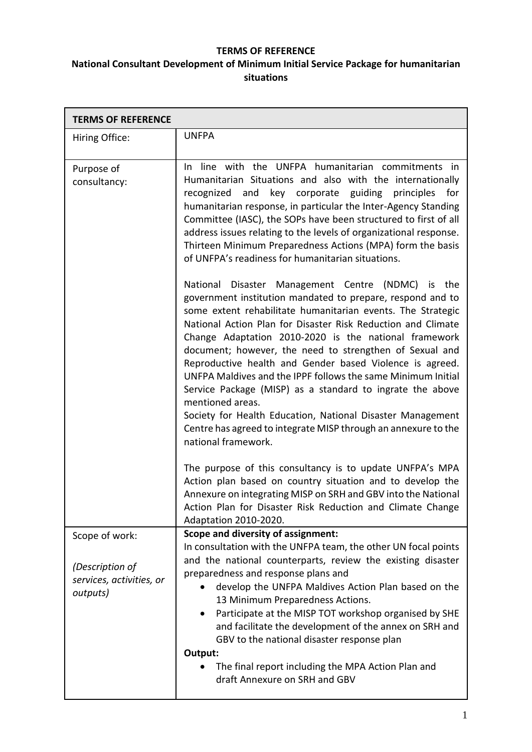**TERMS OF REFERENCE**

**National Consultant Development of Minimum Initial Service Package for humanitarian situations**

| **TERMS OF REFERENCE** | |
|---|---|
| Hiring Office: | UNFPA |
| Purpose of consultancy: | In line with the UNFPA humanitarian commitments in Humanitarian Situations and also with the internationally recognized and key corporate guiding principles for humanitarian response, in particular the Inter-Agency Standing Committee (IASC), the SOPs have been structured to first of all address issues relating to the levels of organizational response. Thirteen Minimum Preparedness Actions (MPA) form the basis of UNFPA's readiness for humanitarian situations.<br><br>National Disaster Management Centre (NDMC) is the government institution mandated to prepare, respond and to some extent rehabilitate humanitarian events. The Strategic National Action Plan for Disaster Risk Reduction and Climate Change Adaptation 2010-2020 is the national framework document; however, the need to strengthen of Sexual and Reproductive health and Gender based Violence is agreed. UNFPA Maldives and the IPPF follows the same Minimum Initial Service Package (MISP) as a standard to ingrate the above mentioned areas.<br>Society for Health Education, National Disaster Management Centre has agreed to integrate MISP through an annexure to the national framework.<br><br>The purpose of this consultancy is to update UNFPA's MPA Action plan based on country situation and to develop the Annexure on integrating MISP on SRH and GBV into the National Action Plan for Disaster Risk Reduction and Climate Change Adaptation 2010-2020. |
| Scope of work:<br><br>*(Description of services, activities, or outputs)* | **Scope and diversity of assignment:**<br>In consultation with the UNFPA team, the other UN focal points and the national counterparts, review the existing disaster preparedness and response plans and<br>• develop the UNFPA Maldives Action Plan based on the 13 Minimum Preparedness Actions.<br>• Participate at the MISP TOT workshop organised by SHE and facilitate the development of the annex on SRH and GBV to the national disaster response plan<br>**Output:**<br>• The final report including the MPA Action Plan and draft Annexure on SRH and GBV |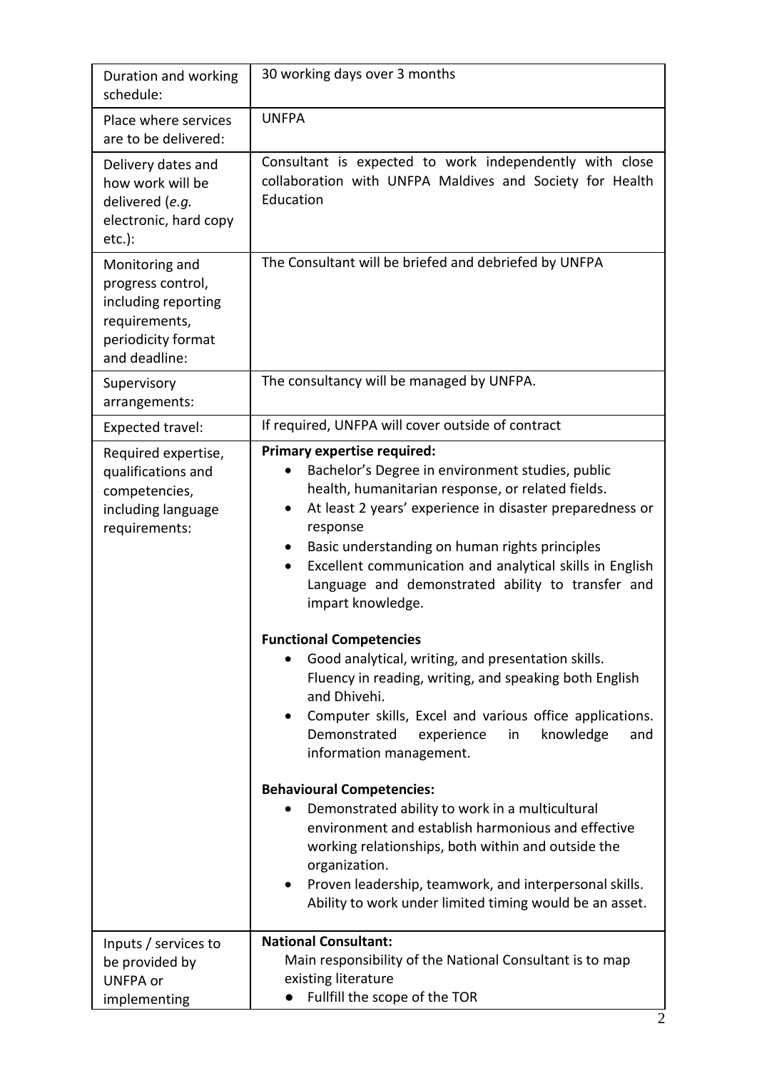| | |
|---|---|
| Duration and working schedule: | 30 working days over 3 months |
| Place where services are to be delivered: | UNFPA |
| Delivery dates and how work will be delivered (*e.g.* electronic, hard copy etc.): | Consultant is expected to work independently with close collaboration with UNFPA Maldives and Society for Health Education |
| Monitoring and progress control, including reporting requirements, periodicity format and deadline: | The Consultant will be briefed and debriefed by UNFPA |
| Supervisory arrangements: | The consultancy will be managed by UNFPA. |
| Expected travel: | If required, UNFPA will cover outside of contract |
| Required expertise, qualifications and competencies, including language requirements: | **Primary expertise required:**<br>• Bachelor's Degree in environment studies, public health, humanitarian response, or related fields.<br>• At least 2 years' experience in disaster preparedness or response<br>• Basic understanding on human rights principles<br>• Excellent communication and analytical skills in English Language and demonstrated ability to transfer and impart knowledge.<br><br>**Functional Competencies**<br>• Good analytical, writing, and presentation skills. Fluency in reading, writing, and speaking both English and Dhivehi.<br>• Computer skills, Excel and various office applications. Demonstrated experience in knowledge and information management.<br><br>**Behavioural Competencies:**<br>• Demonstrated ability to work in a multicultural environment and establish harmonious and effective working relationships, both within and outside the organization.<br>• Proven leadership, teamwork, and interpersonal skills. Ability to work under limited timing would be an asset. |
| Inputs / services to be provided by UNFPA or implementing | **National Consultant:**<br>Main responsibility of the National Consultant is to map existing literature<br>● Fullfill the scope of the TOR |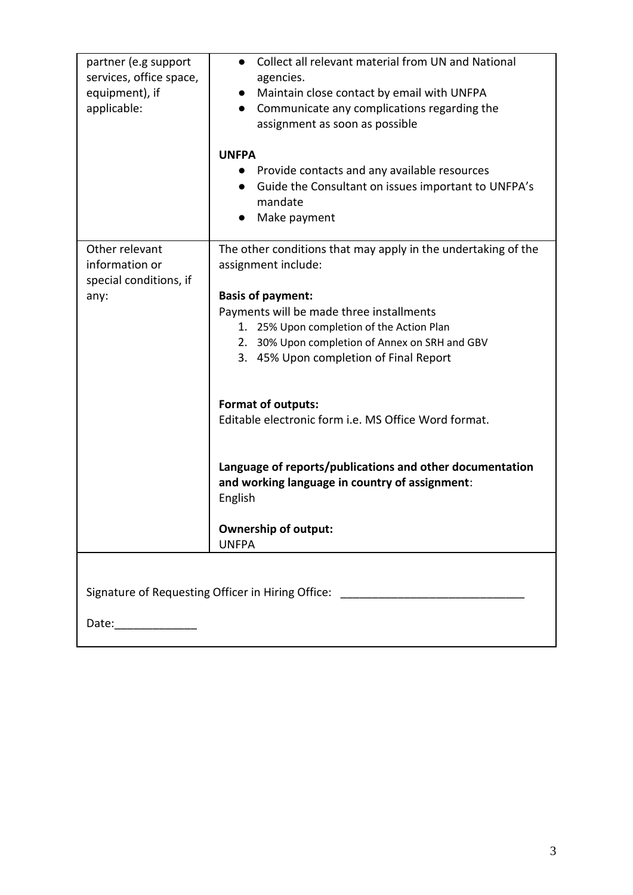| | |
|---|---|
| partner (e.g support services, office space, equipment), if applicable: | ● Collect all relevant material from UN and National agencies.<br>● Maintain close contact by email with UNFPA<br>● Communicate any complications regarding the assignment as soon as possible<br><br>**UNFPA**<br>● Provide contacts and any available resources<br>● Guide the Consultant on issues important to UNFPA's mandate<br>● Make payment |
| Other relevant information or special conditions, if any: | The other conditions that may apply in the undertaking of the assignment include:<br><br>**Basis of payment:**<br>Payments will be made three installments<br>1. 25% Upon completion of the Action Plan<br>2. 30% Upon completion of Annex on SRH and GBV<br>3. 45% Upon completion of Final Report<br><br>**Format of outputs:**<br>Editable electronic form i.e. MS Office Word format.<br><br>**Language of reports/publications and other documentation and working language in country of assignment**:<br>English<br><br>**Ownership of output:**<br>UNFPA |

Signature of Requesting Officer in Hiring Office: ______________________________

Date:_____________